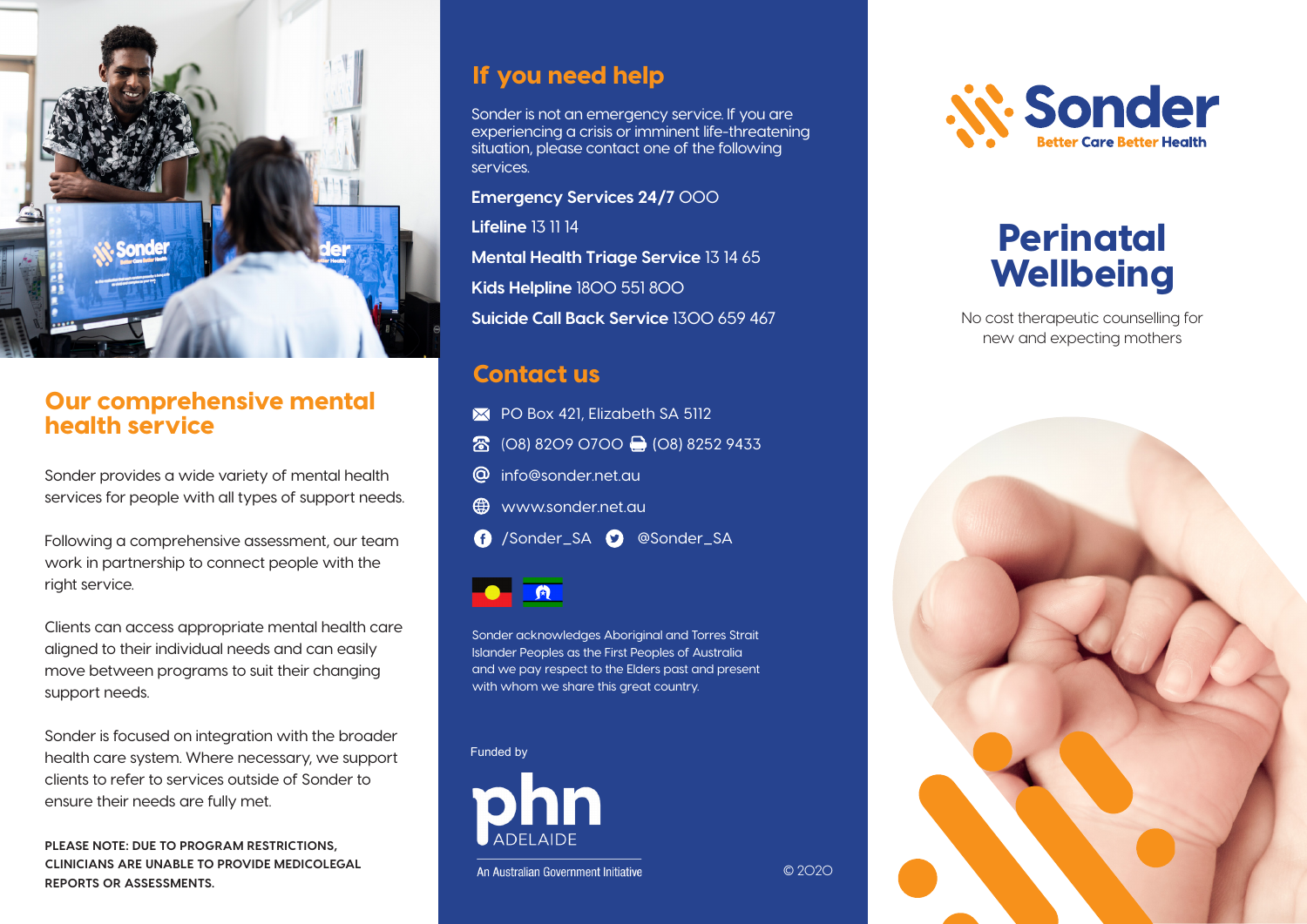# Sonder

Better Care Better Health

# Perinatal Wellbeing

No cost therapeutic counselling for new and expecting mothers

## Our comprehensive mental health service

Sonder provides a wide variety of mental health services for people with all types of support needs.

Following a comprehensive assessment, our team work in partnership to connect people with the right service.

Clients can access appropriate mental health care aligned to their individual needs and can easily move between programs to suit their changing support needs.

Sonder is focused on integration with the broader health care system. Where necessary, we support clients to refer to services outside of Sonder to ensure their needs are fully met.

**PLEASE NOTE: DUE TO PROGRAM RESTRICTIONS, CLINICIANS ARE UNABLE TO PROVIDE MEDICOLEGAL REPORTS OR ASSESSMENTS.**

## If you need help

Sonder is not an emergency service. If you are experiencing a crisis or imminent life-threatening situation, please contact one of the following services.

**Emergency Services 24/7** 000

**Lifeline** 13 11 14

**Mental Health Triage Service** 13 14 65

**Kids Helpline** 1800 551 800

**Suicide Call Back Service** 1300 659 467

## Contact us

PO Box 421, Elizabeth SA 5112

(08) 8209 0700 (08) 8252 9433

info@sonder.net.au

www.sonder.net.au

/Sonder_SA @Sonder_SA

Sonder acknowledges Aboriginal and Torres Strait Islander Peoples as the First Peoples of Australia and we pay respect to the Elders past and present with whom we share this great country.

Funded by

phn ADELAIDE

An Australian Government Initiative

© 2020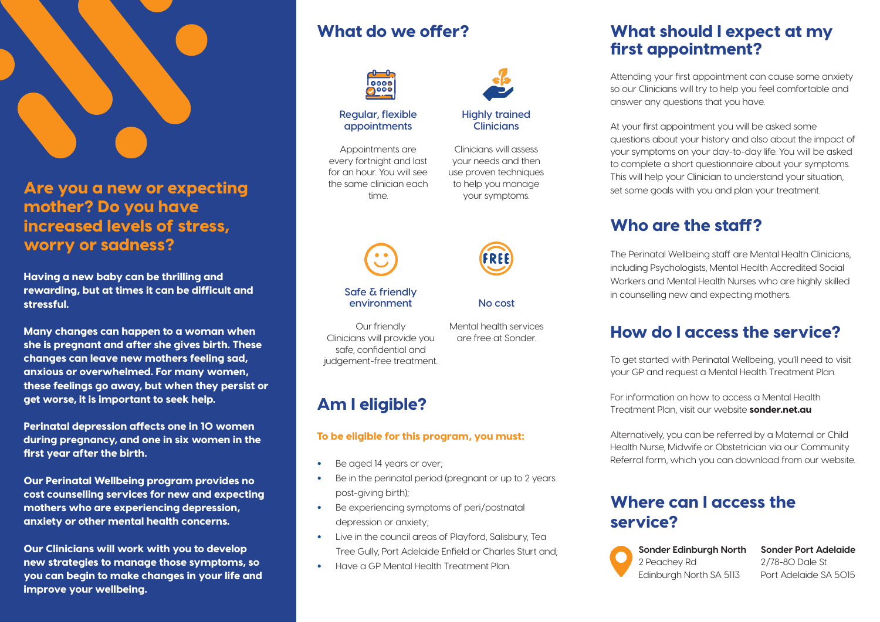## Are you a new or expecting mother? Do you have increased levels of stress, worry or sadness?

**Having a new baby can be thrilling and rewarding, but at times it can be difficult and stressful.**

**Many changes can happen to a woman when she is pregnant and after she gives birth. These changes can leave new mothers feeling sad, anxious or overwhelmed. For many women, these feelings go away, but when they persist or get worse, it is important to seek help.**

**Perinatal depression affects one in 10 women during pregnancy, and one in six women in the first year after the birth.**

**Our Perinatal Wellbeing program provides no cost counselling services for new and expecting mothers who are experiencing depression, anxiety or other mental health concerns.**

**Our Clinicians will work with you to develop new strategies to manage those symptoms, so you can begin to make changes in your life and improve your wellbeing.**

## What do we offer?

### Regular, flexible appointments

Appointments are every fortnight and last for an hour. You will see the same clinician each time.

### Highly trained Clinicians

Clinicians will assess your needs and then use proven techniques to help you manage your symptoms.

### Safe & friendly environment

Our friendly Clinicians will provide you safe, confidential and judgement-free treatment.

### No cost

Mental health services are free at Sonder.

## Am I eligible?

**To be eligible for this program, you must:**

- Be aged 14 years or over;
- Be in the perinatal period (pregnant or up to 2 years post-giving birth);
- Be experiencing symptoms of peri/postnatal depression or anxiety;
- Live in the council areas of Playford, Salisbury, Tea Tree Gully, Port Adelaide Enfield or Charles Sturt and;
- Have a GP Mental Health Treatment Plan.

## What should I expect at my first appointment?

Attending your first appointment can cause some anxiety so our Clinicians will try to help you feel comfortable and answer any questions that you have.

At your first appointment you will be asked some questions about your history and also about the impact of your symptoms on your day-to-day life. You will be asked to complete a short questionnaire about your symptoms. This will help your Clinician to understand your situation, set some goals with you and plan your treatment.

## Who are the staff?

The Perinatal Wellbeing staff are Mental Health Clinicians, including Psychologists, Mental Health Accredited Social Workers and Mental Health Nurses who are highly skilled in counselling new and expecting mothers.

## How do I access the service?

To get started with Perinatal Wellbeing, you'll need to visit your GP and request a Mental Health Treatment Plan.

For information on how to access a Mental Health Treatment Plan, visit our website **sonder.net.au**

Alternatively, you can be referred by a Maternal or Child Health Nurse, Midwife or Obstetrician via our Community Referral form, which you can download from our website.

## Where can I access the service?

**Sonder Edinburgh North**
2 Peachey Rd
Edinburgh North SA 5113

**Sonder Port Adelaide**
2/78-80 Dale St
Port Adelaide SA 5015